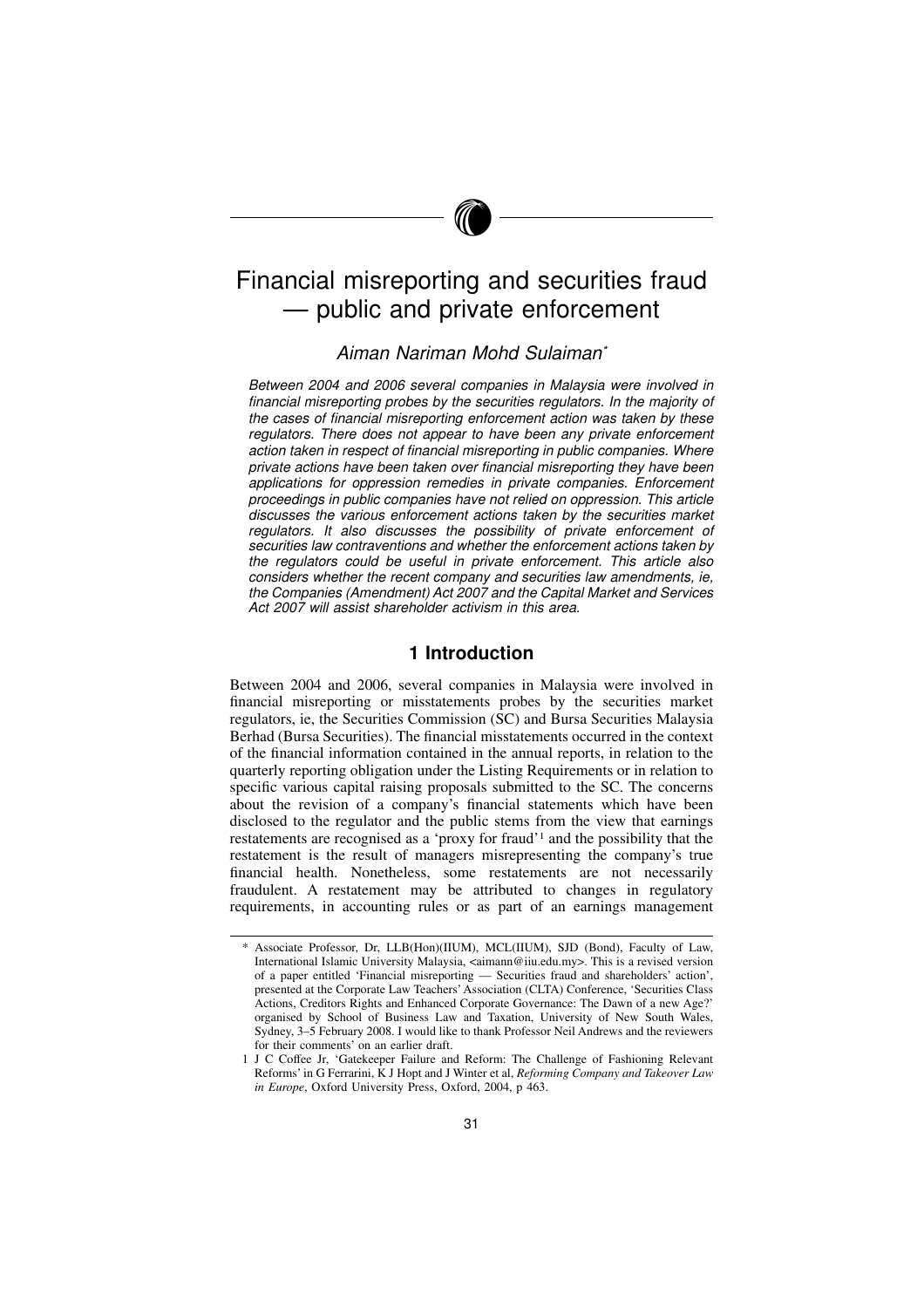# Financial misreporting and securities fraud — public and private enforcement

*Aiman Nariman Mohd Sulaiman*\*

*Between 2004 and 2006 several companies in Malaysia were involved in financial misreporting probes by the securities regulators. In the majority of the cases of financial misreporting enforcement action was taken by these regulators. There does not appear to have been any private enforcement action taken in respect of financial misreporting in public companies. Where private actions have been taken over financial misreporting they have been applications for oppression remedies in private companies. Enforcement proceedings in public companies have not relied on oppression. This article discusses the various enforcement actions taken by the securities market regulators. It also discusses the possibility of private enforcement of securities law contraventions and whether the enforcement actions taken by the regulators could be useful in private enforcement. This article also considers whether the recent company and securities law amendments, ie, the Companies (Amendment) Act 2007 and the Capital Market and Services Act 2007 will assist shareholder activism in this area.*

## 1 Introduction

Between 2004 and 2006, several companies in Malaysia were involved in financial misreporting or misstatements probes by the securities market regulators, ie, the Securities Commission (SC) and Bursa Securities Malaysia Berhad (Bursa Securities). The financial misstatements occurred in the context of the financial information contained in the annual reports, in relation to the quarterly reporting obligation under the Listing Requirements or in relation to specific various capital raising proposals submitted to the SC. The concerns about the revision of a company's financial statements which have been disclosed to the regulator and the public stems from the view that earnings restatements are recognised as a 'proxy for fraud'[1] and the possibility that the restatement is the result of managers misrepresenting the company's true financial health. Nonetheless, some restatements are not necessarily fraudulent. A restatement may be attributed to changes in regulatory requirements, in accounting rules or as part of an earnings management

---

\* Associate Professor, Dr, LLB(Hon)(IIUM), MCL(IIUM), SJD (Bond), Faculty of Law, International Islamic University Malaysia, <aimann@iiu.edu.my>. This is a revised version of a paper entitled 'Financial misreporting — Securities fraud and shareholders' action', presented at the Corporate Law Teachers' Association (CLTA) Conference, 'Securities Class Actions, Creditors Rights and Enhanced Corporate Governance: The Dawn of a new Age?' organised by School of Business Law and Taxation, University of New South Wales, Sydney, 3–5 February 2008. I would like to thank Professor Neil Andrews and the reviewers for their comments' on an earlier draft.

1 J C Coffee Jr, 'Gatekeeper Failure and Reform: The Challenge of Fashioning Relevant Reforms' in G Ferrarini, K J Hopt and J Winter et al, *Reforming Company and Takeover Law in Europe*, Oxford University Press, Oxford, 2004, p 463.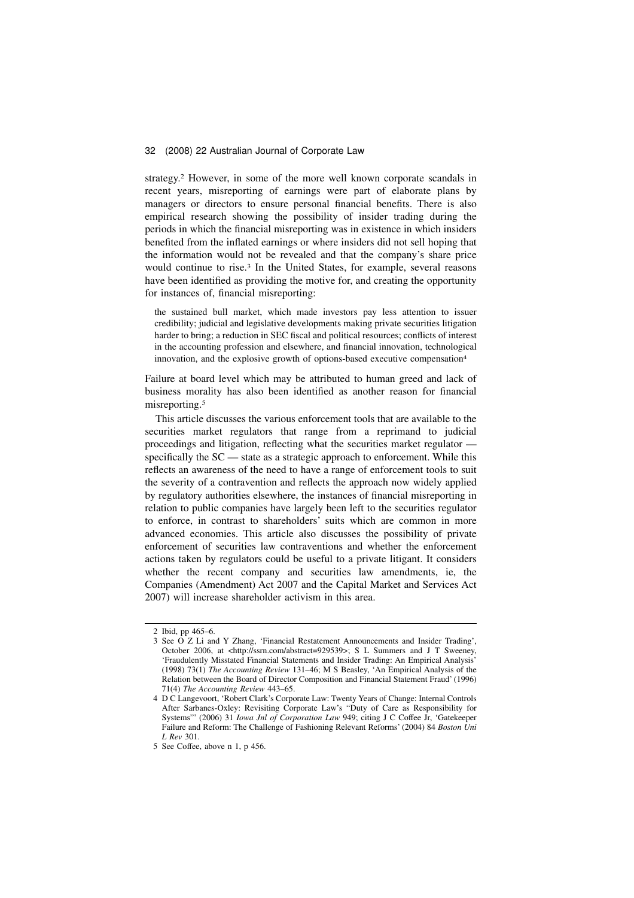strategy.[2] However, in some of the more well known corporate scandals in recent years, misreporting of earnings were part of elaborate plans by managers or directors to ensure personal financial benefits. There is also empirical research showing the possibility of insider trading during the periods in which the financial misreporting was in existence in which insiders benefited from the inflated earnings or where insiders did not sell hoping that the information would not be revealed and that the company's share price would continue to rise.[3] In the United States, for example, several reasons have been identified as providing the motive for, and creating the opportunity for instances of, financial misreporting:

> the sustained bull market, which made investors pay less attention to issuer credibility; judicial and legislative developments making private securities litigation harder to bring; a reduction in SEC fiscal and political resources; conflicts of interest in the accounting profession and elsewhere, and financial innovation, technological innovation, and the explosive growth of options-based executive compensation[4]

Failure at board level which may be attributed to human greed and lack of business morality has also been identified as another reason for financial misreporting.[5]

This article discusses the various enforcement tools that are available to the securities market regulators that range from a reprimand to judicial proceedings and litigation, reflecting what the securities market regulator — specifically the SC — state as a strategic approach to enforcement. While this reflects an awareness of the need to have a range of enforcement tools to suit the severity of a contravention and reflects the approach now widely applied by regulatory authorities elsewhere, the instances of financial misreporting in relation to public companies have largely been left to the securities regulator to enforce, in contrast to shareholders' suits which are common in more advanced economies. This article also discusses the possibility of private enforcement of securities law contraventions and whether the enforcement actions taken by regulators could be useful to a private litigant. It considers whether the recent company and securities law amendments, ie, the Companies (Amendment) Act 2007 and the Capital Market and Services Act 2007) will increase shareholder activism in this area.

---

2 Ibid, pp 465–6.

3 See O Z Li and Y Zhang, 'Financial Restatement Announcements and Insider Trading', October 2006, at <http://ssrn.com/abstract=929539>; S L Summers and J T Sweeney, 'Fraudulently Misstated Financial Statements and Insider Trading: An Empirical Analysis' (1998) 73(1) *The Accounting Review* 131–46; M S Beasley, 'An Empirical Analysis of the Relation between the Board of Director Composition and Financial Statement Fraud' (1996) 71(4) *The Accounting Review* 443–65.

4 D C Langevoort, 'Robert Clark's Corporate Law: Twenty Years of Change: Internal Controls After Sarbanes-Oxley: Revisiting Corporate Law's "Duty of Care as Responsibility for Systems"' (2006) 31 *Iowa Jnl of Corporation Law* 949; citing J C Coffee Jr, 'Gatekeeper Failure and Reform: The Challenge of Fashioning Relevant Reforms' (2004) 84 *Boston Uni L Rev* 301.

5 See Coffee, above n 1, p 456.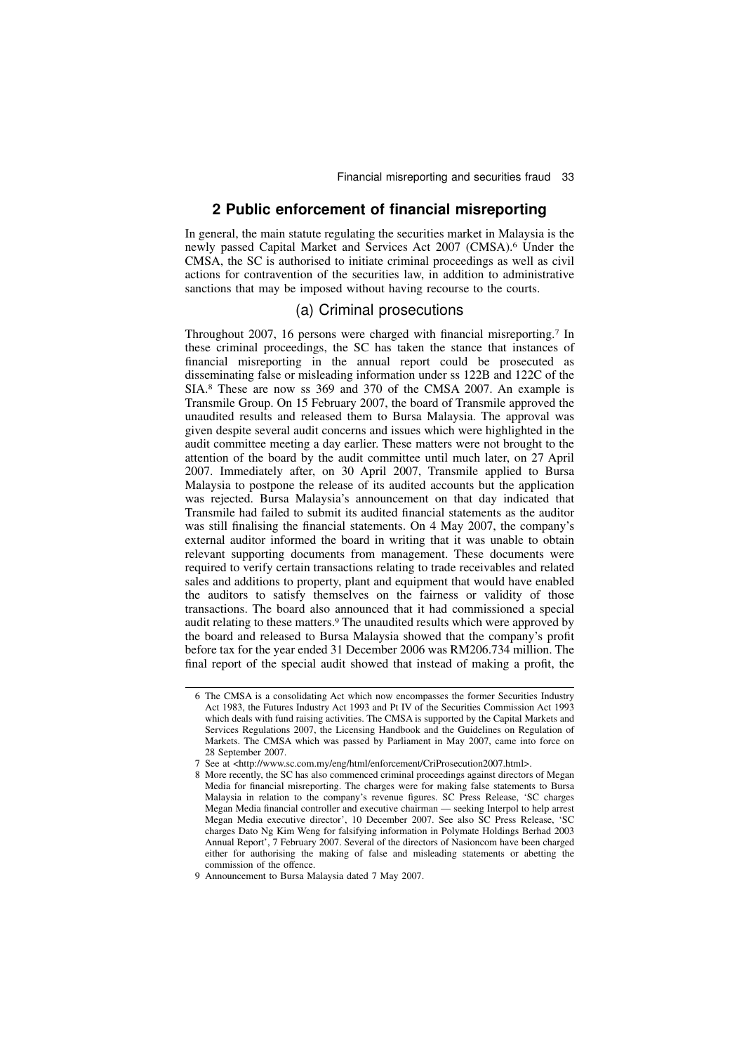## 2 Public enforcement of financial misreporting

In general, the main statute regulating the securities market in Malaysia is the newly passed Capital Market and Services Act 2007 (CMSA).[6] Under the CMSA, the SC is authorised to initiate criminal proceedings as well as civil actions for contravention of the securities law, in addition to administrative sanctions that may be imposed without having recourse to the courts.

### (a) Criminal prosecutions

Throughout 2007, 16 persons were charged with financial misreporting.[7] In these criminal proceedings, the SC has taken the stance that instances of financial misreporting in the annual report could be prosecuted as disseminating false or misleading information under ss 122B and 122C of the SIA.[8] These are now ss 369 and 370 of the CMSA 2007. An example is Transmile Group. On 15 February 2007, the board of Transmile approved the unaudited results and released them to Bursa Malaysia. The approval was given despite several audit concerns and issues which were highlighted in the audit committee meeting a day earlier. These matters were not brought to the attention of the board by the audit committee until much later, on 27 April 2007. Immediately after, on 30 April 2007, Transmile applied to Bursa Malaysia to postpone the release of its audited accounts but the application was rejected. Bursa Malaysia's announcement on that day indicated that Transmile had failed to submit its audited financial statements as the auditor was still finalising the financial statements. On 4 May 2007, the company's external auditor informed the board in writing that it was unable to obtain relevant supporting documents from management. These documents were required to verify certain transactions relating to trade receivables and related sales and additions to property, plant and equipment that would have enabled the auditors to satisfy themselves on the fairness or validity of those transactions. The board also announced that it had commissioned a special audit relating to these matters.[9] The unaudited results which were approved by the board and released to Bursa Malaysia showed that the company's profit before tax for the year ended 31 December 2006 was RM206.734 million. The final report of the special audit showed that instead of making a profit, the

---

6 The CMSA is a consolidating Act which now encompasses the former Securities Industry Act 1983, the Futures Industry Act 1993 and Pt IV of the Securities Commission Act 1993 which deals with fund raising activities. The CMSA is supported by the Capital Markets and Services Regulations 2007, the Licensing Handbook and the Guidelines on Regulation of Markets. The CMSA which was passed by Parliament in May 2007, came into force on 28 September 2007.

7 See at <http://www.sc.com.my/eng/html/enforcement/CriProsecution2007.html>.

8 More recently, the SC has also commenced criminal proceedings against directors of Megan Media for financial misreporting. The charges were for making false statements to Bursa Malaysia in relation to the company's revenue figures. SC Press Release, 'SC charges Megan Media financial controller and executive chairman — seeking Interpol to help arrest Megan Media executive director', 10 December 2007. See also SC Press Release, 'SC charges Dato Ng Kim Weng for falsifying information in Polymate Holdings Berhad 2003 Annual Report', 7 February 2007. Several of the directors of Nasioncom have been charged either for authorising the making of false and misleading statements or abetting the commission of the offence.

9 Announcement to Bursa Malaysia dated 7 May 2007.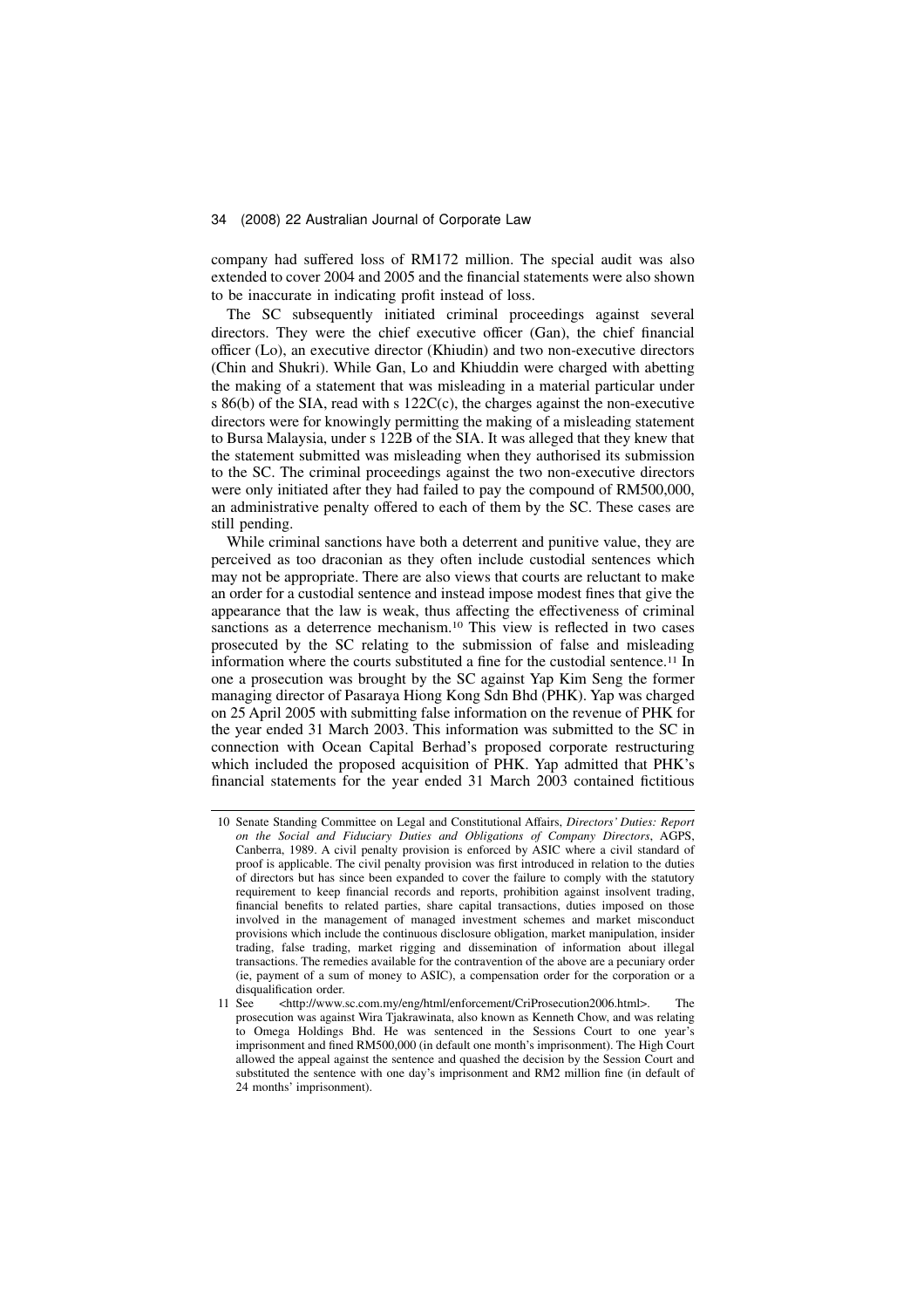company had suffered loss of RM172 million. The special audit was also extended to cover 2004 and 2005 and the financial statements were also shown to be inaccurate in indicating profit instead of loss.

The SC subsequently initiated criminal proceedings against several directors. They were the chief executive officer (Gan), the chief financial officer (Lo), an executive director (Khiudin) and two non-executive directors (Chin and Shukri). While Gan, Lo and Khiuddin were charged with abetting the making of a statement that was misleading in a material particular under s 86(b) of the SIA, read with s 122C(c), the charges against the non-executive directors were for knowingly permitting the making of a misleading statement to Bursa Malaysia, under s 122B of the SIA. It was alleged that they knew that the statement submitted was misleading when they authorised its submission to the SC. The criminal proceedings against the two non-executive directors were only initiated after they had failed to pay the compound of RM500,000, an administrative penalty offered to each of them by the SC. These cases are still pending.

While criminal sanctions have both a deterrent and punitive value, they are perceived as too draconian as they often include custodial sentences which may not be appropriate. There are also views that courts are reluctant to make an order for a custodial sentence and instead impose modest fines that give the appearance that the law is weak, thus affecting the effectiveness of criminal sanctions as a deterrence mechanism.[10] This view is reflected in two cases prosecuted by the SC relating to the submission of false and misleading information where the courts substituted a fine for the custodial sentence.[11] In one a prosecution was brought by the SC against Yap Kim Seng the former managing director of Pasaraya Hiong Kong Sdn Bhd (PHK). Yap was charged on 25 April 2005 with submitting false information on the revenue of PHK for the year ended 31 March 2003. This information was submitted to the SC in connection with Ocean Capital Berhad's proposed corporate restructuring which included the proposed acquisition of PHK. Yap admitted that PHK's financial statements for the year ended 31 March 2003 contained fictitious

---

10 Senate Standing Committee on Legal and Constitutional Affairs, *Directors' Duties: Report on the Social and Fiduciary Duties and Obligations of Company Directors*, AGPS, Canberra, 1989. A civil penalty provision is enforced by ASIC where a civil standard of proof is applicable. The civil penalty provision was first introduced in relation to the duties of directors but has since been expanded to cover the failure to comply with the statutory requirement to keep financial records and reports, prohibition against insolvent trading, financial benefits to related parties, share capital transactions, duties imposed on those involved in the management of managed investment schemes and market misconduct provisions which include the continuous disclosure obligation, market manipulation, insider trading, false trading, market rigging and dissemination of information about illegal transactions. The remedies available for the contravention of the above are a pecuniary order (ie, payment of a sum of money to ASIC), a compensation order for the corporation or a disqualification order.

11 See <http://www.sc.com.my/eng/html/enforcement/CriProsecution2006.html>. The prosecution was against Wira Tjakrawinata, also known as Kenneth Chow, and was relating to Omega Holdings Bhd. He was sentenced in the Sessions Court to one year's imprisonment and fined RM500,000 (in default one month's imprisonment). The High Court allowed the appeal against the sentence and quashed the decision by the Session Court and substituted the sentence with one day's imprisonment and RM2 million fine (in default of 24 months' imprisonment).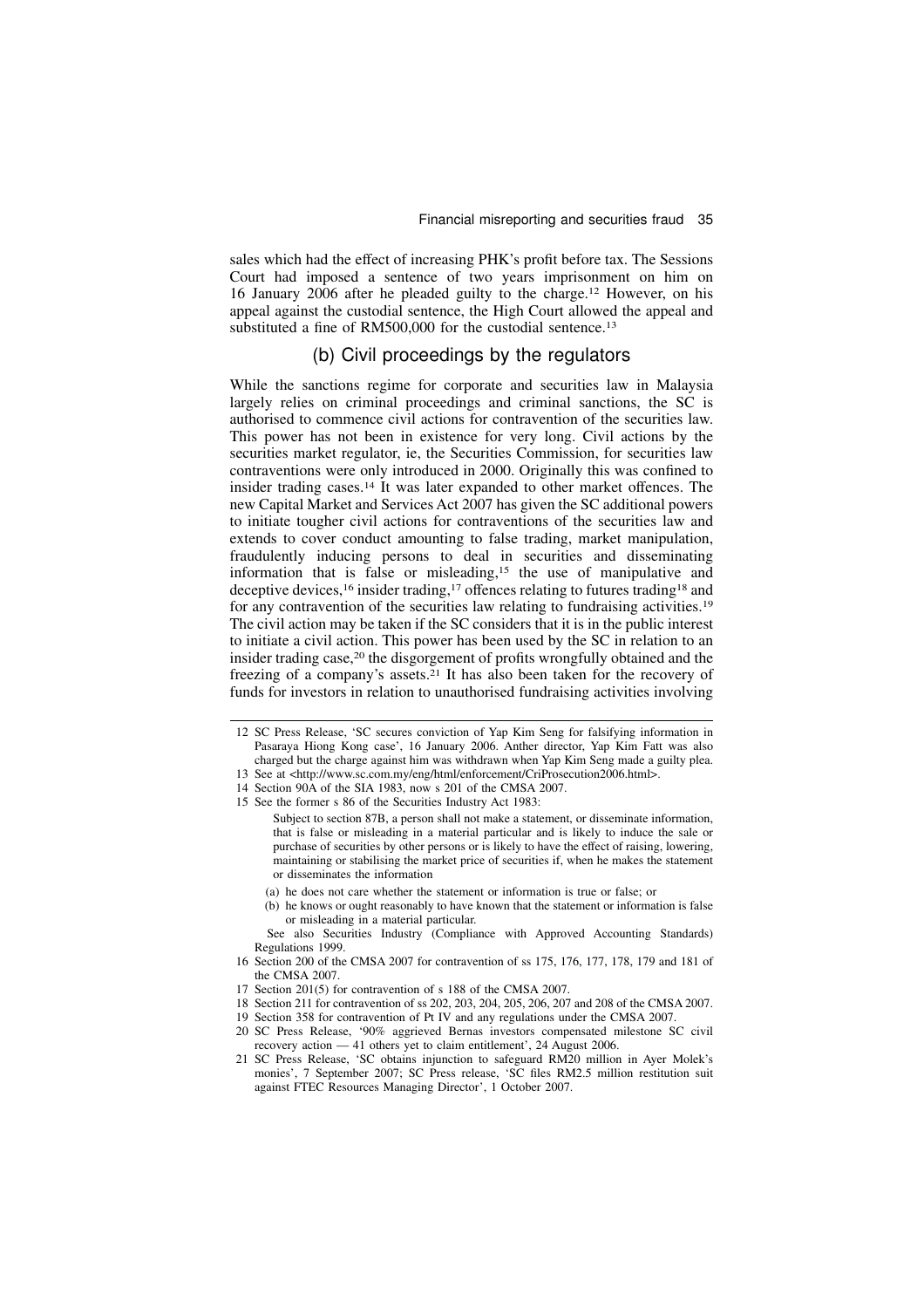sales which had the effect of increasing PHK's profit before tax. The Sessions Court had imposed a sentence of two years imprisonment on him on 16 January 2006 after he pleaded guilty to the charge.[12] However, on his appeal against the custodial sentence, the High Court allowed the appeal and substituted a fine of RM500,000 for the custodial sentence.[13]

### (b) Civil proceedings by the regulators

While the sanctions regime for corporate and securities law in Malaysia largely relies on criminal proceedings and criminal sanctions, the SC is authorised to commence civil actions for contravention of the securities law. This power has not been in existence for very long. Civil actions by the securities market regulator, ie, the Securities Commission, for securities law contraventions were only introduced in 2000. Originally this was confined to insider trading cases.[14] It was later expanded to other market offences. The new Capital Market and Services Act 2007 has given the SC additional powers to initiate tougher civil actions for contraventions of the securities law and extends to cover conduct amounting to false trading, market manipulation, fraudulently inducing persons to deal in securities and disseminating information that is false or misleading,[15] the use of manipulative and deceptive devices,[16] insider trading,[17] offences relating to futures trading[18] and for any contravention of the securities law relating to fundraising activities.[19] The civil action may be taken if the SC considers that it is in the public interest to initiate a civil action. This power has been used by the SC in relation to an insider trading case,[20] the disgorgement of profits wrongfully obtained and the freezing of a company's assets.[21] It has also been taken for the recovery of funds for investors in relation to unauthorised fundraising activities involving

---

12 SC Press Release, 'SC secures conviction of Yap Kim Seng for falsifying information in Pasaraya Hiong Kong case', 16 January 2006. Anther director, Yap Kim Fatt was also charged but the charge against him was withdrawn when Yap Kim Seng made a guilty plea.

13 See at <http://www.sc.com.my/eng/html/enforcement/CriProsecution2006.html>.

14 Section 90A of the SIA 1983, now s 201 of the CMSA 2007.

15 See the former s 86 of the Securities Industry Act 1983:

> Subject to section 87B, a person shall not make a statement, or disseminate information, that is false or misleading in a material particular and is likely to induce the sale or purchase of securities by other persons or is likely to have the effect of raising, lowering, maintaining or stabilising the market price of securities if, when he makes the statement or disseminates the information
>
> (a) he does not care whether the statement or information is true or false; or
>
> (b) he knows or ought reasonably to have known that the statement or information is false or misleading in a material particular.

See also Securities Industry (Compliance with Approved Accounting Standards) Regulations 1999.

16 Section 200 of the CMSA 2007 for contravention of ss 175, 176, 177, 178, 179 and 181 of the CMSA 2007.

17 Section 201(5) for contravention of s 188 of the CMSA 2007.

18 Section 211 for contravention of ss 202, 203, 204, 205, 206, 207 and 208 of the CMSA 2007.

19 Section 358 for contravention of Pt IV and any regulations under the CMSA 2007.

20 SC Press Release, '90% aggrieved Bernas investors compensated milestone SC civil recovery action — 41 others yet to claim entitlement', 24 August 2006.

21 SC Press Release, 'SC obtains injunction to safeguard RM20 million in Ayer Molek's monies', 7 September 2007; SC Press release, 'SC files RM2.5 million restitution suit against FTEC Resources Managing Director', 1 October 2007.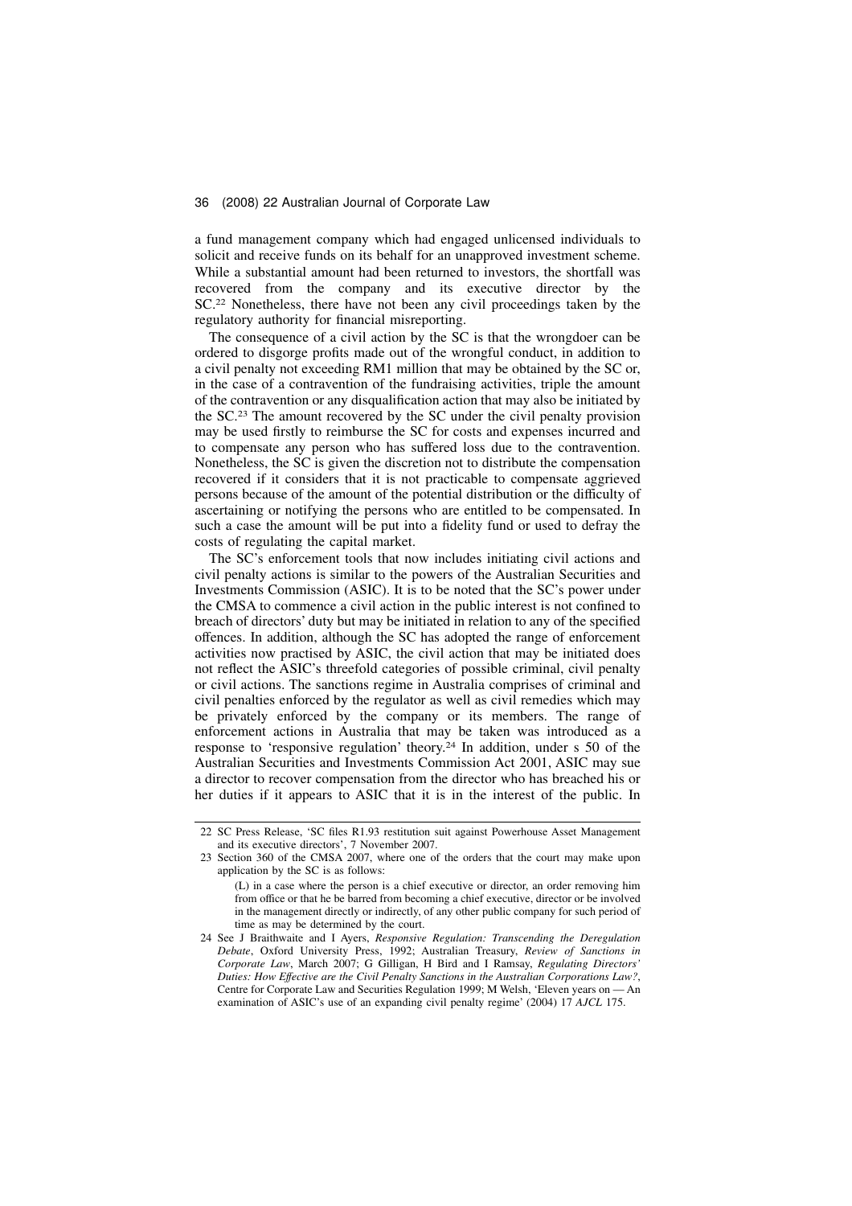a fund management company which had engaged unlicensed individuals to solicit and receive funds on its behalf for an unapproved investment scheme. While a substantial amount had been returned to investors, the shortfall was recovered from the company and its executive director by the SC.[22] Nonetheless, there have not been any civil proceedings taken by the regulatory authority for financial misreporting.

The consequence of a civil action by the SC is that the wrongdoer can be ordered to disgorge profits made out of the wrongful conduct, in addition to a civil penalty not exceeding RM1 million that may be obtained by the SC or, in the case of a contravention of the fundraising activities, triple the amount of the contravention or any disqualification action that may also be initiated by the SC.[23] The amount recovered by the SC under the civil penalty provision may be used firstly to reimburse the SC for costs and expenses incurred and to compensate any person who has suffered loss due to the contravention. Nonetheless, the SC is given the discretion not to distribute the compensation recovered if it considers that it is not practicable to compensate aggrieved persons because of the amount of the potential distribution or the difficulty of ascertaining or notifying the persons who are entitled to be compensated. In such a case the amount will be put into a fidelity fund or used to defray the costs of regulating the capital market.

The SC's enforcement tools that now includes initiating civil actions and civil penalty actions is similar to the powers of the Australian Securities and Investments Commission (ASIC). It is to be noted that the SC's power under the CMSA to commence a civil action in the public interest is not confined to breach of directors' duty but may be initiated in relation to any of the specified offences. In addition, although the SC has adopted the range of enforcement activities now practised by ASIC, the civil action that may be initiated does not reflect the ASIC's threefold categories of possible criminal, civil penalty or civil actions. The sanctions regime in Australia comprises of criminal and civil penalties enforced by the regulator as well as civil remedies which may be privately enforced by the company or its members. The range of enforcement actions in Australia that may be taken was introduced as a response to 'responsive regulation' theory.[24] In addition, under s 50 of the Australian Securities and Investments Commission Act 2001, ASIC may sue a director to recover compensation from the director who has breached his or her duties if it appears to ASIC that it is in the interest of the public. In

---

22 SC Press Release, 'SC files R1.93 restitution suit against Powerhouse Asset Management and its executive directors', 7 November 2007.

23 Section 360 of the CMSA 2007, where one of the orders that the court may make upon application by the SC is as follows:

> (L) in a case where the person is a chief executive or director, an order removing him from office or that he be barred from becoming a chief executive, director or be involved in the management directly or indirectly, of any other public company for such period of time as may be determined by the court.

24 See J Braithwaite and I Ayers, *Responsive Regulation: Transcending the Deregulation Debate*, Oxford University Press, 1992; Australian Treasury, *Review of Sanctions in Corporate Law*, March 2007; G Gilligan, H Bird and I Ramsay, *Regulating Directors' Duties: How Effective are the Civil Penalty Sanctions in the Australian Corporations Law?*, Centre for Corporate Law and Securities Regulation 1999; M Welsh, 'Eleven years on — An examination of ASIC's use of an expanding civil penalty regime' (2004) 17 *AJCL* 175.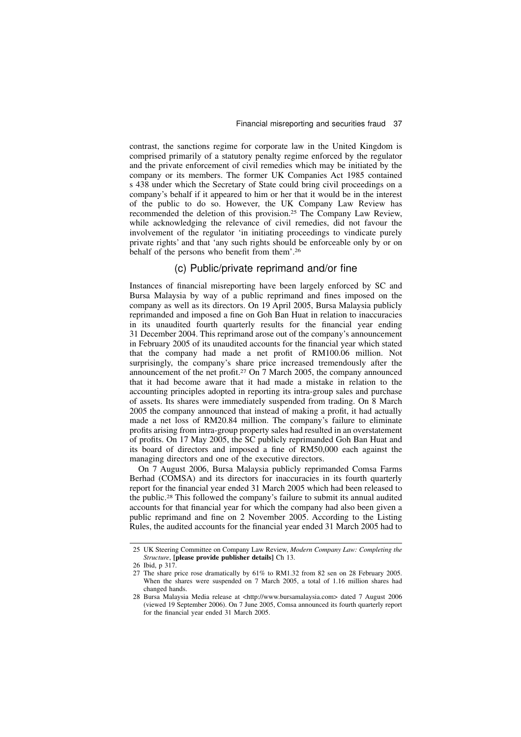contrast, the sanctions regime for corporate law in the United Kingdom is comprised primarily of a statutory penalty regime enforced by the regulator and the private enforcement of civil remedies which may be initiated by the company or its members. The former UK Companies Act 1985 contained s 438 under which the Secretary of State could bring civil proceedings on a company's behalf if it appeared to him or her that it would be in the interest of the public to do so. However, the UK Company Law Review has recommended the deletion of this provision.[25] The Company Law Review, while acknowledging the relevance of civil remedies, did not favour the involvement of the regulator 'in initiating proceedings to vindicate purely private rights' and that 'any such rights should be enforceable only by or on behalf of the persons who benefit from them'.[26]

### (c) Public/private reprimand and/or fine

Instances of financial misreporting have been largely enforced by SC and Bursa Malaysia by way of a public reprimand and fines imposed on the company as well as its directors. On 19 April 2005, Bursa Malaysia publicly reprimanded and imposed a fine on Goh Ban Huat in relation to inaccuracies in its unaudited fourth quarterly results for the financial year ending 31 December 2004. This reprimand arose out of the company's announcement in February 2005 of its unaudited accounts for the financial year which stated that the company had made a net profit of RM100.06 million. Not surprisingly, the company's share price increased tremendously after the announcement of the net profit.[27] On 7 March 2005, the company announced that it had become aware that it had made a mistake in relation to the accounting principles adopted in reporting its intra-group sales and purchase of assets. Its shares were immediately suspended from trading. On 8 March 2005 the company announced that instead of making a profit, it had actually made a net loss of RM20.84 million. The company's failure to eliminate profits arising from intra-group property sales had resulted in an overstatement of profits. On 17 May 2005, the SC publicly reprimanded Goh Ban Huat and its board of directors and imposed a fine of RM50,000 each against the managing directors and one of the executive directors.

On 7 August 2006, Bursa Malaysia publicly reprimanded Comsa Farms Berhad (COMSA) and its directors for inaccuracies in its fourth quarterly report for the financial year ended 31 March 2005 which had been released to the public.[28] This followed the company's failure to submit its annual audited accounts for that financial year for which the company had also been given a public reprimand and fine on 2 November 2005. According to the Listing Rules, the audited accounts for the financial year ended 31 March 2005 had to

---

25 UK Steering Committee on Company Law Review, *Modern Company Law: Completing the Structure*, **[please provide publisher details]** Ch 13.

26 Ibid, p 317.

27 The share price rose dramatically by 61% to RM1.32 from 82 sen on 28 February 2005. When the shares were suspended on 7 March 2005, a total of 1.16 million shares had changed hands.

28 Bursa Malaysia Media release at <http://www.bursamalaysia.com> dated 7 August 2006 (viewed 19 September 2006). On 7 June 2005, Comsa announced its fourth quarterly report for the financial year ended 31 March 2005.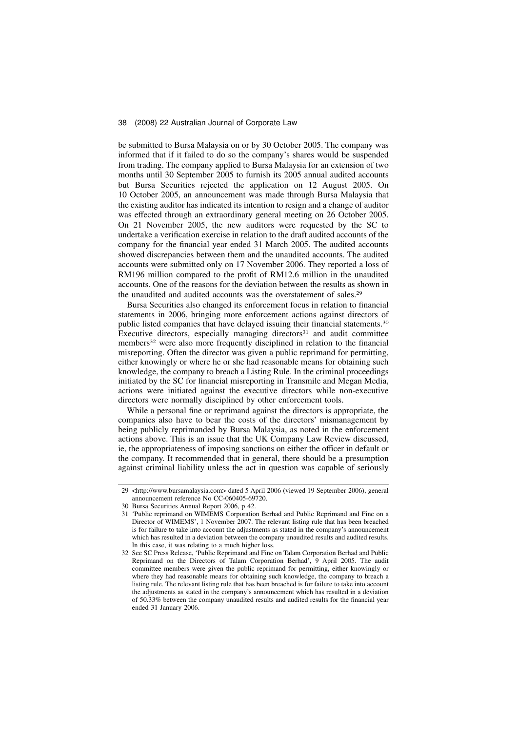be submitted to Bursa Malaysia on or by 30 October 2005. The company was informed that if it failed to do so the company's shares would be suspended from trading. The company applied to Bursa Malaysia for an extension of two months until 30 September 2005 to furnish its 2005 annual audited accounts but Bursa Securities rejected the application on 12 August 2005. On 10 October 2005, an announcement was made through Bursa Malaysia that the existing auditor has indicated its intention to resign and a change of auditor was effected through an extraordinary general meeting on 26 October 2005. On 21 November 2005, the new auditors were requested by the SC to undertake a verification exercise in relation to the draft audited accounts of the company for the financial year ended 31 March 2005. The audited accounts showed discrepancies between them and the unaudited accounts. The audited accounts were submitted only on 17 November 2006. They reported a loss of RM196 million compared to the profit of RM12.6 million in the unaudited accounts. One of the reasons for the deviation between the results as shown in the unaudited and audited accounts was the overstatement of sales.[29]

Bursa Securities also changed its enforcement focus in relation to financial statements in 2006, bringing more enforcement actions against directors of public listed companies that have delayed issuing their financial statements.[30] Executive directors, especially managing directors[31] and audit committee members[32] were also more frequently disciplined in relation to the financial misreporting. Often the director was given a public reprimand for permitting, either knowingly or where he or she had reasonable means for obtaining such knowledge, the company to breach a Listing Rule. In the criminal proceedings initiated by the SC for financial misreporting in Transmile and Megan Media, actions were initiated against the executive directors while non-executive directors were normally disciplined by other enforcement tools.

While a personal fine or reprimand against the directors is appropriate, the companies also have to bear the costs of the directors' mismanagement by being publicly reprimanded by Bursa Malaysia, as noted in the enforcement actions above. This is an issue that the UK Company Law Review discussed, ie, the appropriateness of imposing sanctions on either the officer in default or the company. It recommended that in general, there should be a presumption against criminal liability unless the act in question was capable of seriously

---

29 <http://www.bursamalaysia.com> dated 5 April 2006 (viewed 19 September 2006), general announcement reference No CC-060405-69720.

30 Bursa Securities Annual Report 2006, p 42.

31 'Public reprimand on WIMEMS Corporation Berhad and Public Reprimand and Fine on a Director of WIMEMS', 1 November 2007. The relevant listing rule that has been breached is for failure to take into account the adjustments as stated in the company's announcement which has resulted in a deviation between the company unaudited results and audited results. In this case, it was relating to a much higher loss.

32 See SC Press Release, 'Public Reprimand and Fine on Talam Corporation Berhad and Public Reprimand on the Directors of Talam Corporation Berhad', 9 April 2005. The audit committee members were given the public reprimand for permitting, either knowingly or where they had reasonable means for obtaining such knowledge, the company to breach a listing rule. The relevant listing rule that has been breached is for failure to take into account the adjustments as stated in the company's announcement which has resulted in a deviation of 50.33% between the company unaudited results and audited results for the financial year ended 31 January 2006.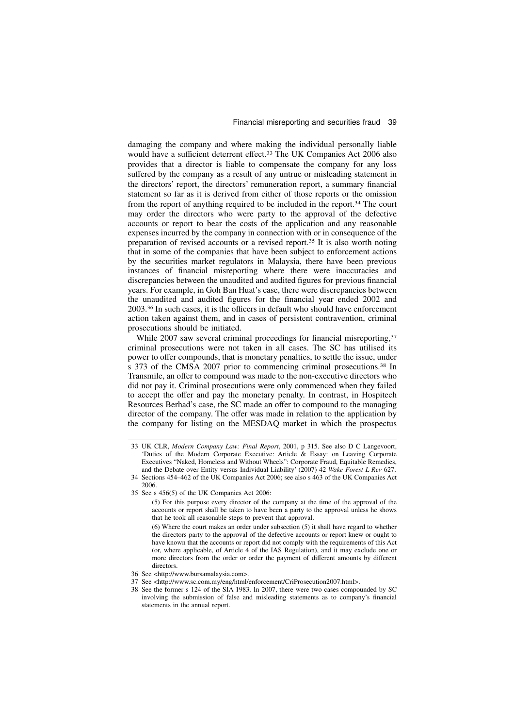damaging the company and where making the individual personally liable would have a sufficient deterrent effect.[33] The UK Companies Act 2006 also provides that a director is liable to compensate the company for any loss suffered by the company as a result of any untrue or misleading statement in the directors' report, the directors' remuneration report, a summary financial statement so far as it is derived from either of those reports or the omission from the report of anything required to be included in the report.[34] The court may order the directors who were party to the approval of the defective accounts or report to bear the costs of the application and any reasonable expenses incurred by the company in connection with or in consequence of the preparation of revised accounts or a revised report.[35] It is also worth noting that in some of the companies that have been subject to enforcement actions by the securities market regulators in Malaysia, there have been previous instances of financial misreporting where there were inaccuracies and discrepancies between the unaudited and audited figures for previous financial years. For example, in Goh Ban Huat's case, there were discrepancies between the unaudited and audited figures for the financial year ended 2002 and 2003.[36] In such cases, it is the officers in default who should have enforcement action taken against them, and in cases of persistent contravention, criminal prosecutions should be initiated.

While 2007 saw several criminal proceedings for financial misreporting,[37] criminal prosecutions were not taken in all cases. The SC has utilised its power to offer compounds, that is monetary penalties, to settle the issue, under s 373 of the CMSA 2007 prior to commencing criminal prosecutions.[38] In Transmile, an offer to compound was made to the non-executive directors who did not pay it. Criminal prosecutions were only commenced when they failed to accept the offer and pay the monetary penalty. In contrast, in Hospitech Resources Berhad's case, the SC made an offer to compound to the managing director of the company. The offer was made in relation to the application by the company for listing on the MESDAQ market in which the prospectus

---

33 UK CLR, *Modern Company Law: Final Report*, 2001, p 315. See also D C Langevoort, 'Duties of the Modern Corporate Executive: Article & Essay: on Leaving Corporate Executives "Naked, Homeless and Without Wheels": Corporate Fraud, Equitable Remedies, and the Debate over Entity versus Individual Liability' (2007) 42 *Wake Forest L Rev* 627.

34 Sections 454–462 of the UK Companies Act 2006; see also s 463 of the UK Companies Act 2006.

35 See s 456(5) of the UK Companies Act 2006:

> (5) For this purpose every director of the company at the time of the approval of the accounts or report shall be taken to have been a party to the approval unless he shows that he took all reasonable steps to prevent that approval.
>
> (6) Where the court makes an order under subsection (5) it shall have regard to whether the directors party to the approval of the defective accounts or report knew or ought to have known that the accounts or report did not comply with the requirements of this Act (or, where applicable, of Article 4 of the IAS Regulation), and it may exclude one or more directors from the order or order the payment of different amounts by different directors.

36 See <http://www.bursamalaysia.com>.

37 See <http://www.sc.com.my/eng/html/enforcement/CriProsecution2007.html>.

38 See the former s 124 of the SIA 1983. In 2007, there were two cases compounded by SC involving the submission of false and misleading statements as to company's financial statements in the annual report.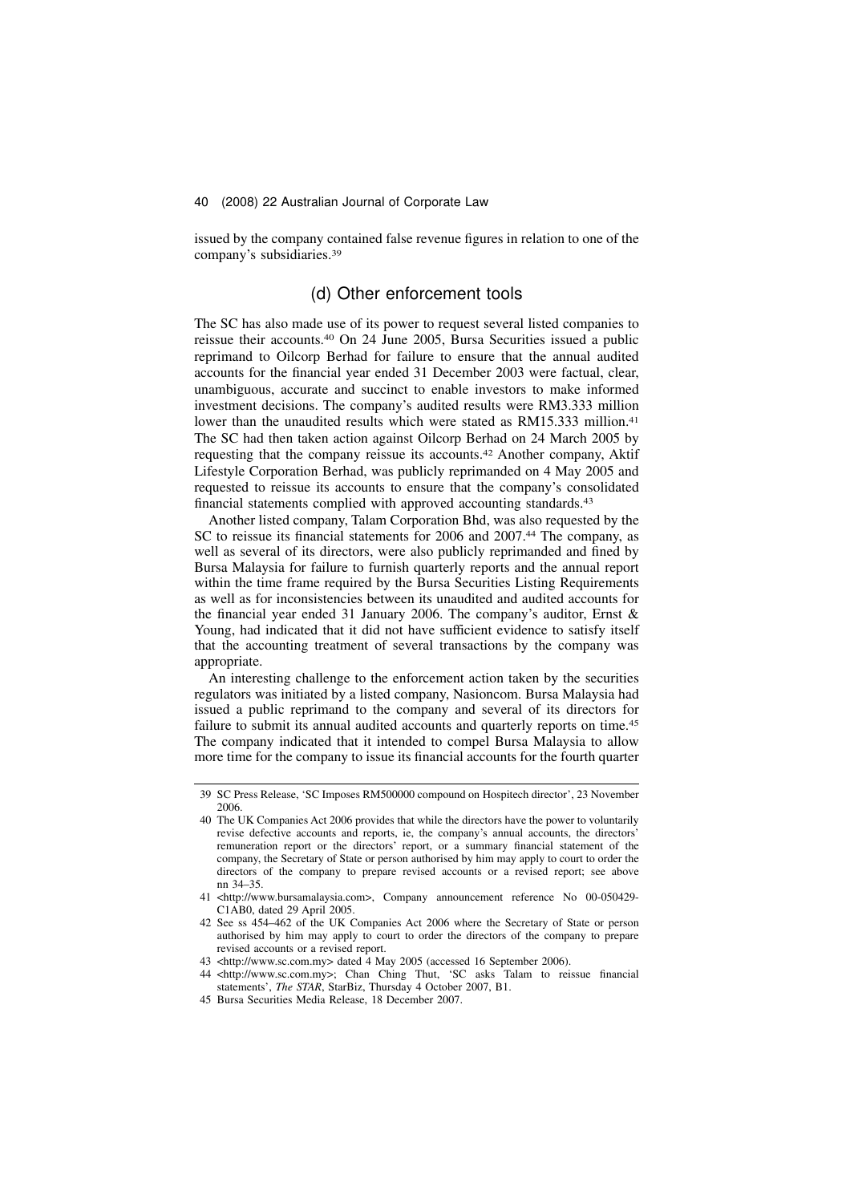issued by the company contained false revenue figures in relation to one of the company's subsidiaries.[39]

### (d) Other enforcement tools

The SC has also made use of its power to request several listed companies to reissue their accounts.[40] On 24 June 2005, Bursa Securities issued a public reprimand to Oilcorp Berhad for failure to ensure that the annual audited accounts for the financial year ended 31 December 2003 were factual, clear, unambiguous, accurate and succinct to enable investors to make informed investment decisions. The company's audited results were RM3.333 million lower than the unaudited results which were stated as RM15.333 million.[41] The SC had then taken action against Oilcorp Berhad on 24 March 2005 by requesting that the company reissue its accounts.[42] Another company, Aktif Lifestyle Corporation Berhad, was publicly reprimanded on 4 May 2005 and requested to reissue its accounts to ensure that the company's consolidated financial statements complied with approved accounting standards.[43]

Another listed company, Talam Corporation Bhd, was also requested by the SC to reissue its financial statements for 2006 and 2007.[44] The company, as well as several of its directors, were also publicly reprimanded and fined by Bursa Malaysia for failure to furnish quarterly reports and the annual report within the time frame required by the Bursa Securities Listing Requirements as well as for inconsistencies between its unaudited and audited accounts for the financial year ended 31 January 2006. The company's auditor, Ernst & Young, had indicated that it did not have sufficient evidence to satisfy itself that the accounting treatment of several transactions by the company was appropriate.

An interesting challenge to the enforcement action taken by the securities regulators was initiated by a listed company, Nasioncom. Bursa Malaysia had issued a public reprimand to the company and several of its directors for failure to submit its annual audited accounts and quarterly reports on time.[45] The company indicated that it intended to compel Bursa Malaysia to allow more time for the company to issue its financial accounts for the fourth quarter

---

39 SC Press Release, 'SC Imposes RM500000 compound on Hospitech director', 23 November 2006.

40 The UK Companies Act 2006 provides that while the directors have the power to voluntarily revise defective accounts and reports, ie, the company's annual accounts, the directors' remuneration report or the directors' report, or a summary financial statement of the company, the Secretary of State or person authorised by him may apply to court to order the directors of the company to prepare revised accounts or a revised report; see above nn 34–35.

41 <http://www.bursamalaysia.com>, Company announcement reference No 00-050429-C1AB0, dated 29 April 2005.

42 See ss 454–462 of the UK Companies Act 2006 where the Secretary of State or person authorised by him may apply to court to order the directors of the company to prepare revised accounts or a revised report.

43 <http://www.sc.com.my> dated 4 May 2005 (accessed 16 September 2006).

44 <http://www.sc.com.my>; Chan Ching Thut, 'SC asks Talam to reissue financial statements', *The STAR*, StarBiz, Thursday 4 October 2007, B1.

45 Bursa Securities Media Release, 18 December 2007.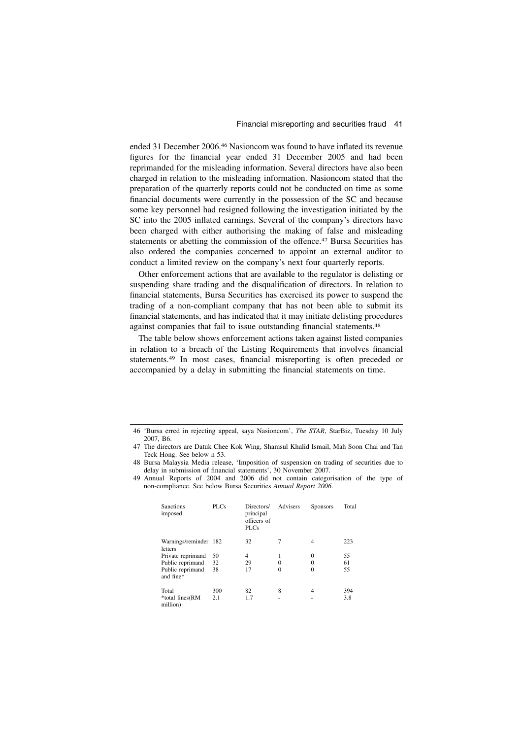ended 31 December 2006.[46] Nasioncom was found to have inflated its revenue figures for the financial year ended 31 December 2005 and had been reprimanded for the misleading information. Several directors have also been charged in relation to the misleading information. Nasioncom stated that the preparation of the quarterly reports could not be conducted on time as some financial documents were currently in the possession of the SC and because some key personnel had resigned following the investigation initiated by the SC into the 2005 inflated earnings. Several of the company's directors have been charged with either authorising the making of false and misleading statements or abetting the commission of the offence.[47] Bursa Securities has also ordered the companies concerned to appoint an external auditor to conduct a limited review on the company's next four quarterly reports.

Other enforcement actions that are available to the regulator is delisting or suspending share trading and the disqualification of directors. In relation to financial statements, Bursa Securities has exercised its power to suspend the trading of a non-compliant company that has not been able to submit its financial statements, and has indicated that it may initiate delisting procedures against companies that fail to issue outstanding financial statements.[48]

The table below shows enforcement actions taken against listed companies in relation to a breach of the Listing Requirements that involves financial statements.[49] In most cases, financial misreporting is often preceded or accompanied by a delay in submitting the financial statements on time.

---

46 'Bursa erred in rejecting appeal, saya Nasioncom', *The STAR*, StarBiz, Tuesday 10 July 2007, B6.

47 The directors are Datuk Chee Kok Wing, Shamsul Khalid Ismail, Mah Soon Chai and Tan Teck Hong. See below n 53.

48 Bursa Malaysia Media release, 'Imposition of suspension on trading of securities due to delay in submission of financial statements', 30 November 2007.

49 Annual Reports of 2004 and 2006 did not contain categorisation of the type of non-compliance. See below Bursa Securities *Annual Report 2006*.

| Sanctions imposed | PLCs | Directors/ principal officers of PLCs | Advisers | Sponsors | Total |
|---|---|---|---|---|---|
| Warnings/reminder letters | 182 | 32 | 7 | 4 | 223 |
| Private reprimand | 50 | 4 | 1 | 0 | 55 |
| Public reprimand | 32 | 29 | 0 | 0 | 61 |
| Public reprimand and fine* | 38 | 17 | 0 | 0 | 55 |
| Total | 300 | 82 | 8 | 4 | 394 |
| *total fines(RM million) | 2.1 | 1.7 | - | - | 3.8 |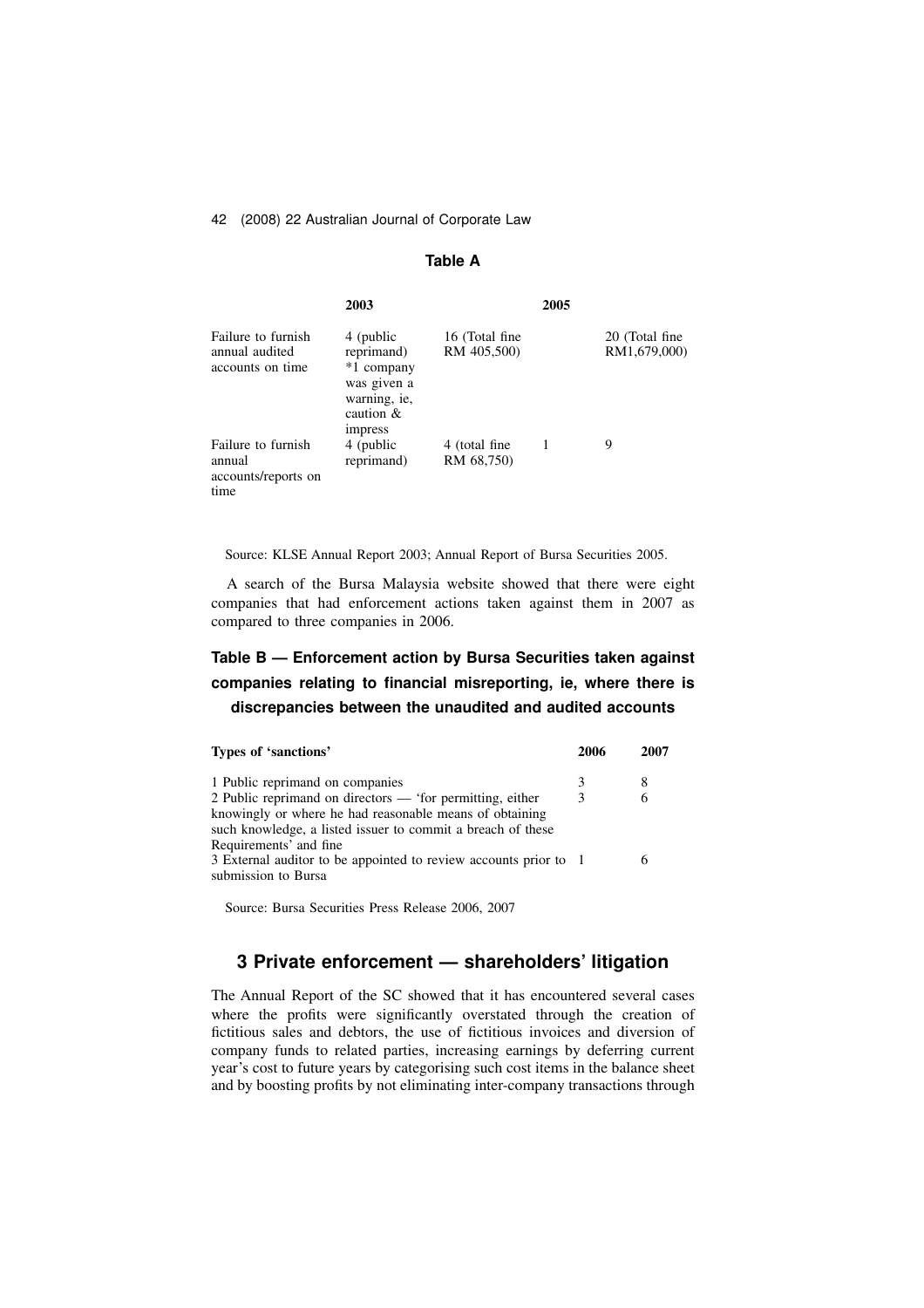**Table A**

| | 2003 | | 2005 | |
|---|---|---|---|---|
| Failure to furnish annual audited accounts on time | 4 (public reprimand) *1 company was given a warning, ie, caution & impress | 16 (Total fine RM 405,500) | | 20 (Total fine RM1,679,000) |
| Failure to furnish annual accounts/reports on time | 4 (public reprimand) | 4 (total fine RM 68,750) | 1 | 9 |

Source: KLSE Annual Report 2003; Annual Report of Bursa Securities 2005.

A search of the Bursa Malaysia website showed that there were eight companies that had enforcement actions taken against them in 2007 as compared to three companies in 2006.

**Table B — Enforcement action by Bursa Securities taken against companies relating to financial misreporting, ie, where there is discrepancies between the unaudited and audited accounts**

| Types of 'sanctions' | 2006 | 2007 |
|---|---|---|
| 1 Public reprimand on companies | 3 | 8 |
| 2 Public reprimand on directors — 'for permitting, either knowingly or where he had reasonable means of obtaining such knowledge, a listed issuer to commit a breach of these Requirements' and fine | 3 | 6 |
| 3 External auditor to be appointed to review accounts prior to submission to Bursa | 1 | 6 |

Source: Bursa Securities Press Release 2006, 2007

## 3 Private enforcement — shareholders' litigation

The Annual Report of the SC showed that it has encountered several cases where the profits were significantly overstated through the creation of fictitious sales and debtors, the use of fictitious invoices and diversion of company funds to related parties, increasing earnings by deferring current year's cost to future years by categorising such cost items in the balance sheet and by boosting profits by not eliminating inter-company transactions through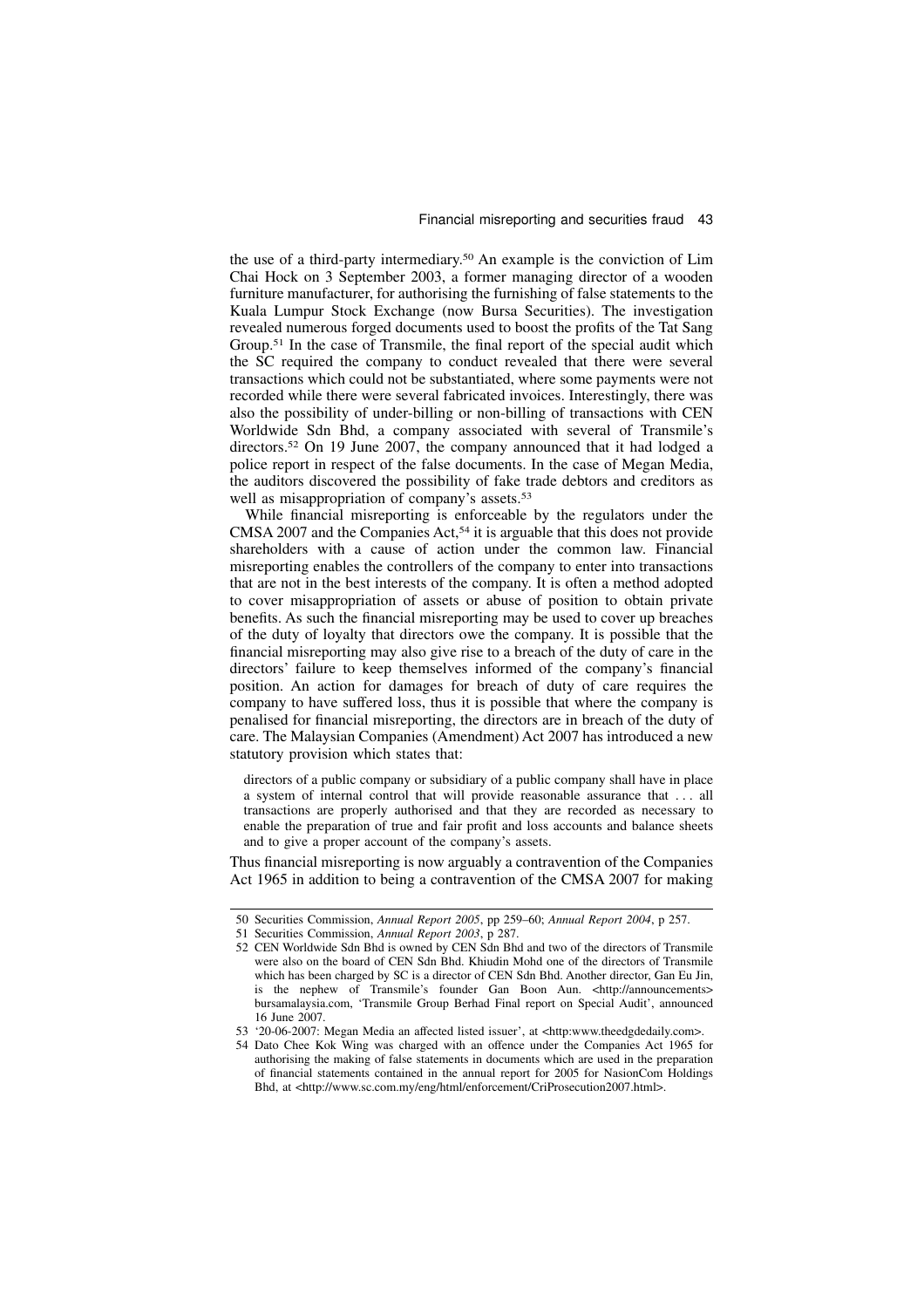the use of a third-party intermediary.[50] An example is the conviction of Lim Chai Hock on 3 September 2003, a former managing director of a wooden furniture manufacturer, for authorising the furnishing of false statements to the Kuala Lumpur Stock Exchange (now Bursa Securities). The investigation revealed numerous forged documents used to boost the profits of the Tat Sang Group.[51] In the case of Transmile, the final report of the special audit which the SC required the company to conduct revealed that there were several transactions which could not be substantiated, where some payments were not recorded while there were several fabricated invoices. Interestingly, there was also the possibility of under-billing or non-billing of transactions with CEN Worldwide Sdn Bhd, a company associated with several of Transmile's directors.[52] On 19 June 2007, the company announced that it had lodged a police report in respect of the false documents. In the case of Megan Media, the auditors discovered the possibility of fake trade debtors and creditors as well as misappropriation of company's assets.[53]

While financial misreporting is enforceable by the regulators under the CMSA 2007 and the Companies Act,[54] it is arguable that this does not provide shareholders with a cause of action under the common law. Financial misreporting enables the controllers of the company to enter into transactions that are not in the best interests of the company. It is often a method adopted to cover misappropriation of assets or abuse of position to obtain private benefits. As such the financial misreporting may be used to cover up breaches of the duty of loyalty that directors owe the company. It is possible that the financial misreporting may also give rise to a breach of the duty of care in the directors' failure to keep themselves informed of the company's financial position. An action for damages for breach of duty of care requires the company to have suffered loss, thus it is possible that where the company is penalised for financial misreporting, the directors are in breach of the duty of care. The Malaysian Companies (Amendment) Act 2007 has introduced a new statutory provision which states that:

> directors of a public company or subsidiary of a public company shall have in place a system of internal control that will provide reasonable assurance that . . . all transactions are properly authorised and that they are recorded as necessary to enable the preparation of true and fair profit and loss accounts and balance sheets and to give a proper account of the company's assets.

Thus financial misreporting is now arguably a contravention of the Companies Act 1965 in addition to being a contravention of the CMSA 2007 for making

---

50 Securities Commission, *Annual Report 2005*, pp 259–60; *Annual Report 2004*, p 257.

51 Securities Commission, *Annual Report 2003*, p 287.

52 CEN Worldwide Sdn Bhd is owned by CEN Sdn Bhd and two of the directors of Transmile were also on the board of CEN Sdn Bhd. Khiudin Mohd one of the directors of Transmile which has been charged by SC is a director of CEN Sdn Bhd. Another director, Gan Eu Jin, is the nephew of Transmile's founder Gan Boon Aun. <http://announcements> bursamalaysia.com, 'Transmile Group Berhad Final report on Special Audit', announced 16 June 2007.

53 '20-06-2007: Megan Media an affected listed issuer', at <http:www.theedgdedaily.com>.

54 Dato Chee Kok Wing was charged with an offence under the Companies Act 1965 for authorising the making of false statements in documents which are used in the preparation of financial statements contained in the annual report for 2005 for NasionCom Holdings Bhd, at <http://www.sc.com.my/eng/html/enforcement/CriProsecution2007.html>.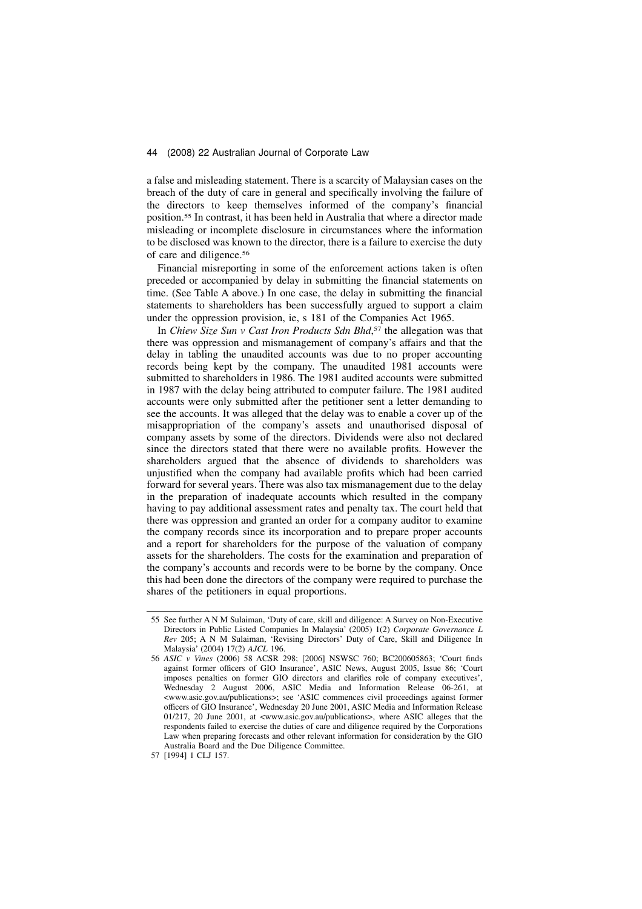a false and misleading statement. There is a scarcity of Malaysian cases on the breach of the duty of care in general and specifically involving the failure of the directors to keep themselves informed of the company's financial position.[55] In contrast, it has been held in Australia that where a director made misleading or incomplete disclosure in circumstances where the information to be disclosed was known to the director, there is a failure to exercise the duty of care and diligence.[56]

Financial misreporting in some of the enforcement actions taken is often preceded or accompanied by delay in submitting the financial statements on time. (See Table A above.) In one case, the delay in submitting the financial statements to shareholders has been successfully argued to support a claim under the oppression provision, ie, s 181 of the Companies Act 1965.

In *Chiew Size Sun v Cast Iron Products Sdn Bhd*,[57] the allegation was that there was oppression and mismanagement of company's affairs and that the delay in tabling the unaudited accounts was due to no proper accounting records being kept by the company. The unaudited 1981 accounts were submitted to shareholders in 1986. The 1981 audited accounts were submitted in 1987 with the delay being attributed to computer failure. The 1981 audited accounts were only submitted after the petitioner sent a letter demanding to see the accounts. It was alleged that the delay was to enable a cover up of the misappropriation of the company's assets and unauthorised disposal of company assets by some of the directors. Dividends were also not declared since the directors stated that there were no available profits. However the shareholders argued that the absence of dividends to shareholders was unjustified when the company had available profits which had been carried forward for several years. There was also tax mismanagement due to the delay in the preparation of inadequate accounts which resulted in the company having to pay additional assessment rates and penalty tax. The court held that there was oppression and granted an order for a company auditor to examine the company records since its incorporation and to prepare proper accounts and a report for shareholders for the purpose of the valuation of company assets for the shareholders. The costs for the examination and preparation of the company's accounts and records were to be borne by the company. Once this had been done the directors of the company were required to purchase the shares of the petitioners in equal proportions.

---

55 See further A N M Sulaiman, 'Duty of care, skill and diligence: A Survey on Non-Executive Directors in Public Listed Companies In Malaysia' (2005) 1(2) *Corporate Governance L Rev* 205; A N M Sulaiman, 'Revising Directors' Duty of Care, Skill and Diligence In Malaysia' (2004) 17(2) *AJCL* 196.

56 *ASIC v Vines* (2006) 58 ACSR 298; [2006] NSWSC 760; BC200605863; 'Court finds against former officers of GIO Insurance', ASIC News, August 2005, Issue 86; 'Court imposes penalties on former GIO directors and clarifies role of company executives', Wednesday 2 August 2006, ASIC Media and Information Release 06-261, at <www.asic.gov.au/publications>; see 'ASIC commences civil proceedings against former officers of GIO Insurance', Wednesday 20 June 2001, ASIC Media and Information Release 01/217, 20 June 2001, at <www.asic.gov.au/publications>, where ASIC alleges that the respondents failed to exercise the duties of care and diligence required by the Corporations Law when preparing forecasts and other relevant information for consideration by the GIO Australia Board and the Due Diligence Committee.

57 [1994] 1 CLJ 157.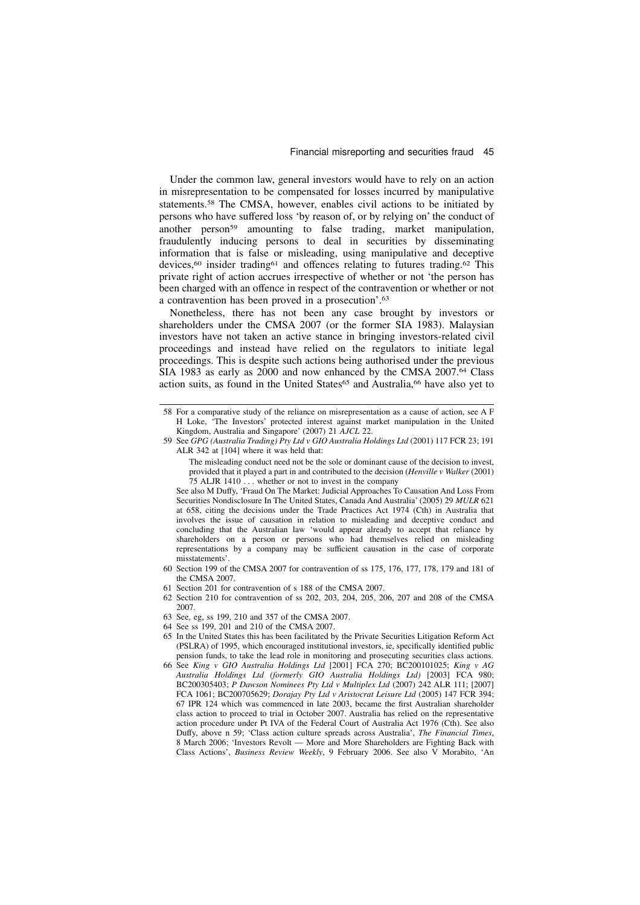Under the common law, general investors would have to rely on an action in misrepresentation to be compensated for losses incurred by manipulative statements.[58] The CMSA, however, enables civil actions to be initiated by persons who have suffered loss 'by reason of, or by relying on' the conduct of another person[59] amounting to false trading, market manipulation, fraudulently inducing persons to deal in securities by disseminating information that is false or misleading, using manipulative and deceptive devices,[60] insider trading[61] and offences relating to futures trading.[62] This private right of action accrues irrespective of whether or not 'the person has been charged with an offence in respect of the contravention or whether or not a contravention has been proved in a prosecution'.[63]

Nonetheless, there has not been any case brought by investors or shareholders under the CMSA 2007 (or the former SIA 1983). Malaysian investors have not taken an active stance in bringing investors-related civil proceedings and instead have relied on the regulators to initiate legal proceedings. This is despite such actions being authorised under the previous SIA 1983 as early as 2000 and now enhanced by the CMSA 2007.[64] Class action suits, as found in the United States[65] and Australia,[66] have also yet to

---

58 For a comparative study of the reliance on misrepresentation as a cause of action, see A F H Loke, 'The Investors' protected interest against market manipulation in the United Kingdom, Australia and Singapore' (2007) 21 *AJCL* 22.

59 See *GPG (Australia Trading) Pty Ltd v GIO Australia Holdings Ltd* (2001) 117 FCR 23; 191 ALR 342 at [104] where it was held that:

> The misleading conduct need not be the sole or dominant cause of the decision to invest, provided that it played a part in and contributed to the decision (*Henville v Walker* (2001) 75 ALJR 1410 . . . whether or not to invest in the company

See also M Duffy, 'Fraud On The Market: Judicial Approaches To Causation And Loss From Securities Nondisclosure In The United States, Canada And Australia' (2005) 29 *MULR* 621 at 658, citing the decisions under the Trade Practices Act 1974 (Cth) in Australia that involves the issue of causation in relation to misleading and deceptive conduct and concluding that the Australian law 'would appear already to accept that reliance by shareholders on a person or persons who had themselves relied on misleading representations by a company may be sufficient causation in the case of corporate misstatements'.

60 Section 199 of the CMSA 2007 for contravention of ss 175, 176, 177, 178, 179 and 181 of the CMSA 2007.

61 Section 201 for contravention of s 188 of the CMSA 2007.

62 Section 210 for contravention of ss 202, 203, 204, 205, 206, 207 and 208 of the CMSA 2007.

63 See, eg, ss 199, 210 and 357 of the CMSA 2007.

64 See ss 199, 201 and 210 of the CMSA 2007.

65 In the United States this has been facilitated by the Private Securities Litigation Reform Act (PSLRA) of 1995, which encouraged institutional investors, ie, specifically identified public pension funds, to take the lead role in monitoring and prosecuting securities class actions.

66 See *King v GIO Australia Holdings Ltd* [2001] FCA 270; BC200101025; *King v AG Australia Holdings Ltd (formerly GIO Australia Holdings Ltd)* [2003] FCA 980; BC200305403; *P Dawson Nominees Pty Ltd v Multiplex Ltd* (2007) 242 ALR 111; [2007] FCA 1061; BC200705629; *Dorajay Pty Ltd v Aristocrat Leisure Ltd* (2005) 147 FCR 394; 67 IPR 124 which was commenced in late 2003, became the first Australian shareholder class action to proceed to trial in October 2007. Australia has relied on the representative action procedure under Pt IVA of the Federal Court of Australia Act 1976 (Cth). See also Duffy, above n 59; 'Class action culture spreads across Australia', *The Financial Times*, 8 March 2006; 'Investors Revolt — More and More Shareholders are Fighting Back with Class Actions', *Business Review Weekly*, 9 February 2006. See also V Morabito, 'An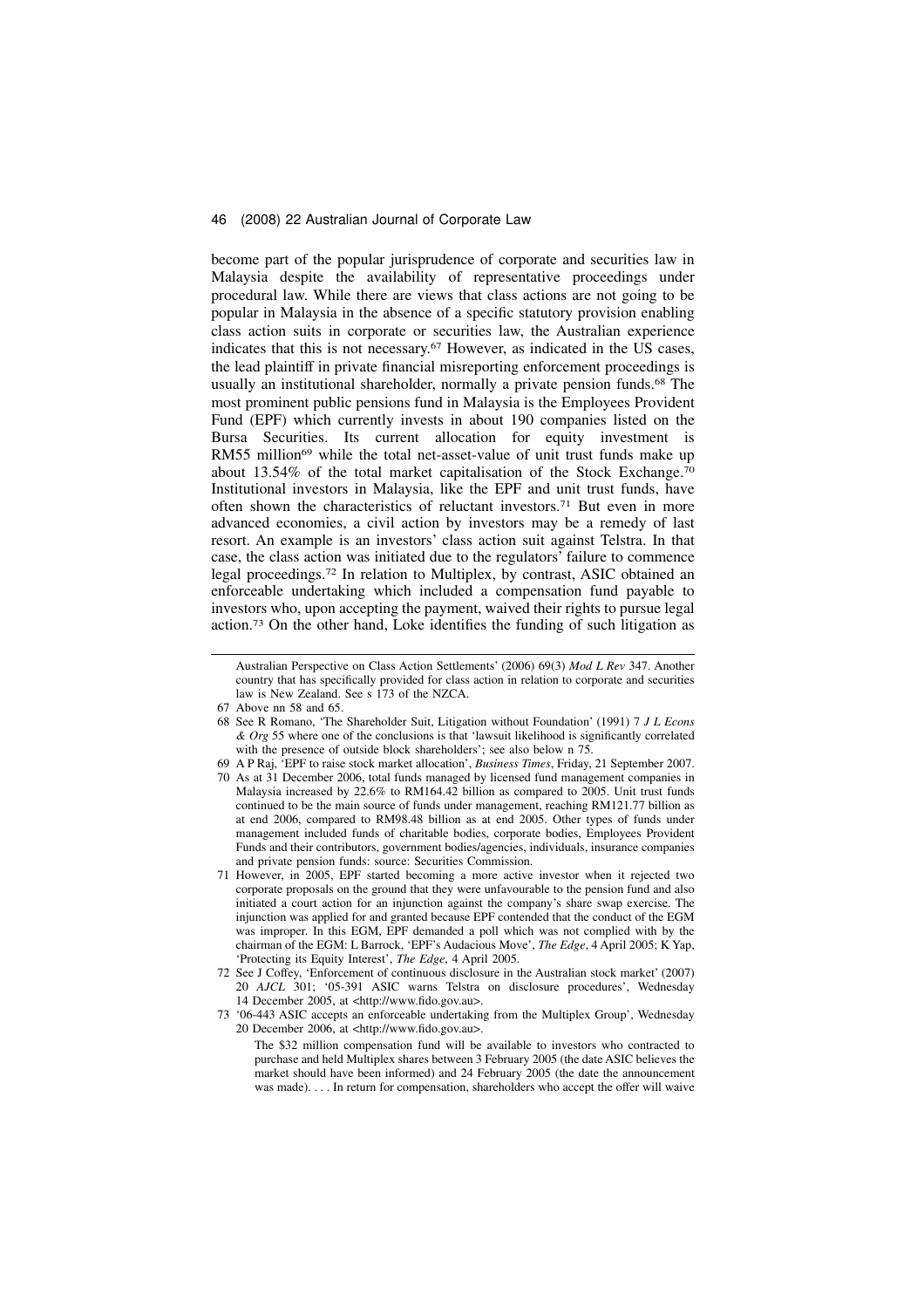become part of the popular jurisprudence of corporate and securities law in Malaysia despite the availability of representative proceedings under procedural law. While there are views that class actions are not going to be popular in Malaysia in the absence of a specific statutory provision enabling class action suits in corporate or securities law, the Australian experience indicates that this is not necessary.[67] However, as indicated in the US cases, the lead plaintiff in private financial misreporting enforcement proceedings is usually an institutional shareholder, normally a private pension funds.[68] The most prominent public pensions fund in Malaysia is the Employees Provident Fund (EPF) which currently invests in about 190 companies listed on the Bursa Securities. Its current allocation for equity investment is RM55 million[69] while the total net-asset-value of unit trust funds make up about 13.54% of the total market capitalisation of the Stock Exchange.[70] Institutional investors in Malaysia, like the EPF and unit trust funds, have often shown the characteristics of reluctant investors.[71] But even in more advanced economies, a civil action by investors may be a remedy of last resort. An example is an investors' class action suit against Telstra. In that case, the class action was initiated due to the regulators' failure to commence legal proceedings.[72] In relation to Multiplex, by contrast, ASIC obtained an enforceable undertaking which included a compensation fund payable to investors who, upon accepting the payment, waived their rights to pursue legal action.[73] On the other hand, Loke identifies the funding of such litigation as

---

Australian Perspective on Class Action Settlements' (2006) 69(3) *Mod L Rev* 347. Another country that has specifically provided for class action in relation to corporate and securities law is New Zealand. See s 173 of the NZCA.

67 Above nn 58 and 65.

68 See R Romano, 'The Shareholder Suit, Litigation without Foundation' (1991) 7 *J L Econs & Org* 55 where one of the conclusions is that 'lawsuit likelihood is significantly correlated with the presence of outside block shareholders'; see also below n 75.

69 A P Raj, 'EPF to raise stock market allocation', *Business Times*, Friday, 21 September 2007.

70 As at 31 December 2006, total funds managed by licensed fund management companies in Malaysia increased by 22.6% to RM164.42 billion as compared to 2005. Unit trust funds continued to be the main source of funds under management, reaching RM121.77 billion as at end 2006, compared to RM98.48 billion as at end 2005. Other types of funds under management included funds of charitable bodies, corporate bodies, Employees Provident Funds and their contributors, government bodies/agencies, individuals, insurance companies and private pension funds: source: Securities Commission.

71 However, in 2005, EPF started becoming a more active investor when it rejected two corporate proposals on the ground that they were unfavourable to the pension fund and also initiated a court action for an injunction against the company's share swap exercise. The injunction was applied for and granted because EPF contended that the conduct of the EGM was improper. In this EGM, EPF demanded a poll which was not complied with by the chairman of the EGM: L Barrock, 'EPF's Audacious Move', *The Edge*, 4 April 2005; K Yap, 'Protecting its Equity Interest', *The Edge*, 4 April 2005.

72 See J Coffey, 'Enforcement of continuous disclosure in the Australian stock market' (2007) 20 *AJCL* 301; '05-391 ASIC warns Telstra on disclosure procedures', Wednesday 14 December 2005, at <http://www.fido.gov.au>.

73 '06-443 ASIC accepts an enforceable undertaking from the Multiplex Group', Wednesday 20 December 2006, at <http://www.fido.gov.au>.

> The $32 million compensation fund will be available to investors who contracted to purchase and held Multiplex shares between 3 February 2005 (the date ASIC believes the market should have been informed) and 24 February 2005 (the date the announcement was made). . . . In return for compensation, shareholders who accept the offer will waive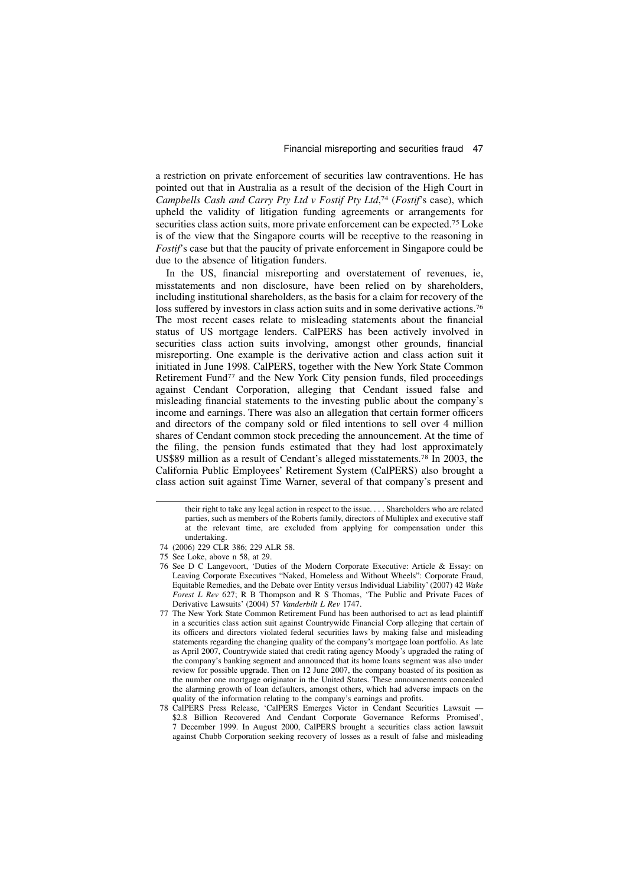a restriction on private enforcement of securities law contraventions. He has pointed out that in Australia as a result of the decision of the High Court in *Campbells Cash and Carry Pty Ltd v Fostif Pty Ltd*,[74] (*Fostif*'s case), which upheld the validity of litigation funding agreements or arrangements for securities class action suits, more private enforcement can be expected.[75] Loke is of the view that the Singapore courts will be receptive to the reasoning in *Fostif*'s case but that the paucity of private enforcement in Singapore could be due to the absence of litigation funders.

In the US, financial misreporting and overstatement of revenues, ie, misstatements and non disclosure, have been relied on by shareholders, including institutional shareholders, as the basis for a claim for recovery of the loss suffered by investors in class action suits and in some derivative actions.[76] The most recent cases relate to misleading statements about the financial status of US mortgage lenders. CalPERS has been actively involved in securities class action suits involving, amongst other grounds, financial misreporting. One example is the derivative action and class action suit it initiated in June 1998. CalPERS, together with the New York State Common Retirement Fund[77] and the New York City pension funds, filed proceedings against Cendant Corporation, alleging that Cendant issued false and misleading financial statements to the investing public about the company's income and earnings. There was also an allegation that certain former officers and directors of the company sold or filed intentions to sell over 4 million shares of Cendant common stock preceding the announcement. At the time of the filing, the pension funds estimated that they had lost approximately US$89 million as a result of Cendant's alleged misstatements.[78] In 2003, the California Public Employees' Retirement System (CalPERS) also brought a class action suit against Time Warner, several of that company's present and

---

their right to take any legal action in respect to the issue. . . . Shareholders who are related parties, such as members of the Roberts family, directors of Multiplex and executive staff at the relevant time, are excluded from applying for compensation under this undertaking.

74 (2006) 229 CLR 386; 229 ALR 58.

75 See Loke, above n 58, at 29.

76 See D C Langevoort, 'Duties of the Modern Corporate Executive: Article & Essay: on Leaving Corporate Executives "Naked, Homeless and Without Wheels": Corporate Fraud, Equitable Remedies, and the Debate over Entity versus Individual Liability' (2007) 42 *Wake Forest L Rev* 627; R B Thompson and R S Thomas, 'The Public and Private Faces of Derivative Lawsuits' (2004) 57 *Vanderbilt L Rev* 1747.

77 The New York State Common Retirement Fund has been authorised to act as lead plaintiff in a securities class action suit against Countrywide Financial Corp alleging that certain of its officers and directors violated federal securities laws by making false and misleading statements regarding the changing quality of the company's mortgage loan portfolio. As late as April 2007, Countrywide stated that credit rating agency Moody's upgraded the rating of the company's banking segment and announced that its home loans segment was also under review for possible upgrade. Then on 12 June 2007, the company boasted of its position as the number one mortgage originator in the United States. These announcements concealed the alarming growth of loan defaulters, amongst others, which had adverse impacts on the quality of the information relating to the company's earnings and profits.

78 CalPERS Press Release, 'CalPERS Emerges Victor in Cendant Securities Lawsuit — $2.8 Billion Recovered And Cendant Corporate Governance Reforms Promised', 7 December 1999. In August 2000, CalPERS brought a securities class action lawsuit against Chubb Corporation seeking recovery of losses as a result of false and misleading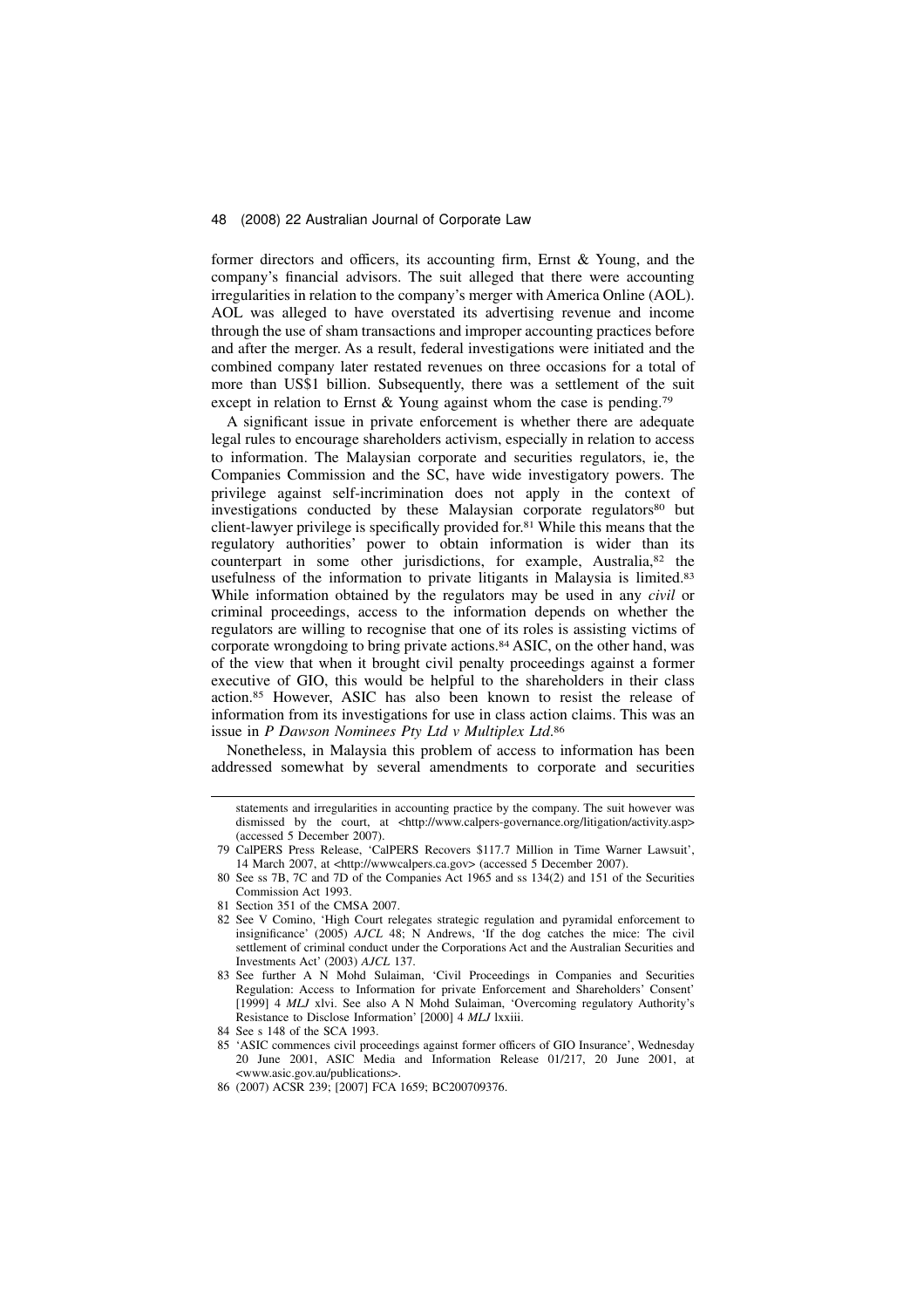former directors and officers, its accounting firm, Ernst & Young, and the company's financial advisors. The suit alleged that there were accounting irregularities in relation to the company's merger with America Online (AOL). AOL was alleged to have overstated its advertising revenue and income through the use of sham transactions and improper accounting practices before and after the merger. As a result, federal investigations were initiated and the combined company later restated revenues on three occasions for a total of more than US$1 billion. Subsequently, there was a settlement of the suit except in relation to Ernst & Young against whom the case is pending.[79]

A significant issue in private enforcement is whether there are adequate legal rules to encourage shareholders activism, especially in relation to access to information. The Malaysian corporate and securities regulators, ie, the Companies Commission and the SC, have wide investigatory powers. The privilege against self-incrimination does not apply in the context of investigations conducted by these Malaysian corporate regulators[80] but client-lawyer privilege is specifically provided for.[81] While this means that the regulatory authorities' power to obtain information is wider than its counterpart in some other jurisdictions, for example, Australia,[82] the usefulness of the information to private litigants in Malaysia is limited.[83] While information obtained by the regulators may be used in any *civil* or criminal proceedings, access to the information depends on whether the regulators are willing to recognise that one of its roles is assisting victims of corporate wrongdoing to bring private actions.[84] ASIC, on the other hand, was of the view that when it brought civil penalty proceedings against a former executive of GIO, this would be helpful to the shareholders in their class action.[85] However, ASIC has also been known to resist the release of information from its investigations for use in class action claims. This was an issue in *P Dawson Nominees Pty Ltd v Multiplex Ltd*.[86]

Nonetheless, in Malaysia this problem of access to information has been addressed somewhat by several amendments to corporate and securities

---

statements and irregularities in accounting practice by the company. The suit however was dismissed by the court, at <http://www.calpers-governance.org/litigation/activity.asp> (accessed 5 December 2007).

79 CalPERS Press Release, 'CalPERS Recovers $117.7 Million in Time Warner Lawsuit', 14 March 2007, at <http://wwwcalpers.ca.gov> (accessed 5 December 2007).

80 See ss 7B, 7C and 7D of the Companies Act 1965 and ss 134(2) and 151 of the Securities Commission Act 1993.

81 Section 351 of the CMSA 2007.

82 See V Comino, 'High Court relegates strategic regulation and pyramidal enforcement to insignificance' (2005) *AJCL* 48; N Andrews, 'If the dog catches the mice: The civil settlement of criminal conduct under the Corporations Act and the Australian Securities and Investments Act' (2003) *AJCL* 137.

83 See further A N Mohd Sulaiman, 'Civil Proceedings in Companies and Securities Regulation: Access to Information for private Enforcement and Shareholders' Consent' [1999] 4 *MLJ* xlvi. See also A N Mohd Sulaiman, 'Overcoming regulatory Authority's Resistance to Disclose Information' [2000] 4 *MLJ* lxxiii.

84 See s 148 of the SCA 1993.

85 'ASIC commences civil proceedings against former officers of GIO Insurance', Wednesday 20 June 2001, ASIC Media and Information Release 01/217, 20 June 2001, at <www.asic.gov.au/publications>.

86 (2007) ACSR 239; [2007] FCA 1659; BC200709376.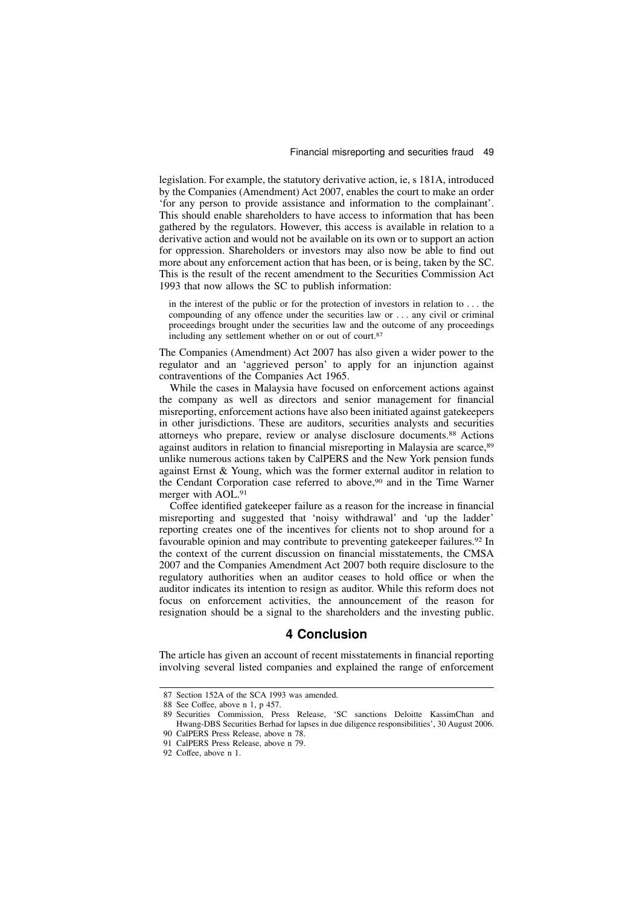legislation. For example, the statutory derivative action, ie, s 181A, introduced by the Companies (Amendment) Act 2007, enables the court to make an order 'for any person to provide assistance and information to the complainant'. This should enable shareholders to have access to information that has been gathered by the regulators. However, this access is available in relation to a derivative action and would not be available on its own or to support an action for oppression. Shareholders or investors may also now be able to find out more about any enforcement action that has been, or is being, taken by the SC. This is the result of the recent amendment to the Securities Commission Act 1993 that now allows the SC to publish information:

> in the interest of the public or for the protection of investors in relation to . . . the compounding of any offence under the securities law or . . . any civil or criminal proceedings brought under the securities law and the outcome of any proceedings including any settlement whether on or out of court.[87]

The Companies (Amendment) Act 2007 has also given a wider power to the regulator and an 'aggrieved person' to apply for an injunction against contraventions of the Companies Act 1965.

While the cases in Malaysia have focused on enforcement actions against the company as well as directors and senior management for financial misreporting, enforcement actions have also been initiated against gatekeepers in other jurisdictions. These are auditors, securities analysts and securities attorneys who prepare, review or analyse disclosure documents.[88] Actions against auditors in relation to financial misreporting in Malaysia are scarce,[89] unlike numerous actions taken by CalPERS and the New York pension funds against Ernst & Young, which was the former external auditor in relation to the Cendant Corporation case referred to above,[90] and in the Time Warner merger with AOL.[91]

Coffee identified gatekeeper failure as a reason for the increase in financial misreporting and suggested that 'noisy withdrawal' and 'up the ladder' reporting creates one of the incentives for clients not to shop around for a favourable opinion and may contribute to preventing gatekeeper failures.[92] In the context of the current discussion on financial misstatements, the CMSA 2007 and the Companies Amendment Act 2007 both require disclosure to the regulatory authorities when an auditor ceases to hold office or when the auditor indicates its intention to resign as auditor. While this reform does not focus on enforcement activities, the announcement of the reason for resignation should be a signal to the shareholders and the investing public.

## 4 Conclusion

The article has given an account of recent misstatements in financial reporting involving several listed companies and explained the range of enforcement

---

87 Section 152A of the SCA 1993 was amended.

88 See Coffee, above n 1, p 457.

89 Securities Commission, Press Release, 'SC sanctions Deloitte KassimChan and Hwang-DBS Securities Berhad for lapses in due diligence responsibilities', 30 August 2006.

90 CalPERS Press Release, above n 78.

91 CalPERS Press Release, above n 79.

92 Coffee, above n 1.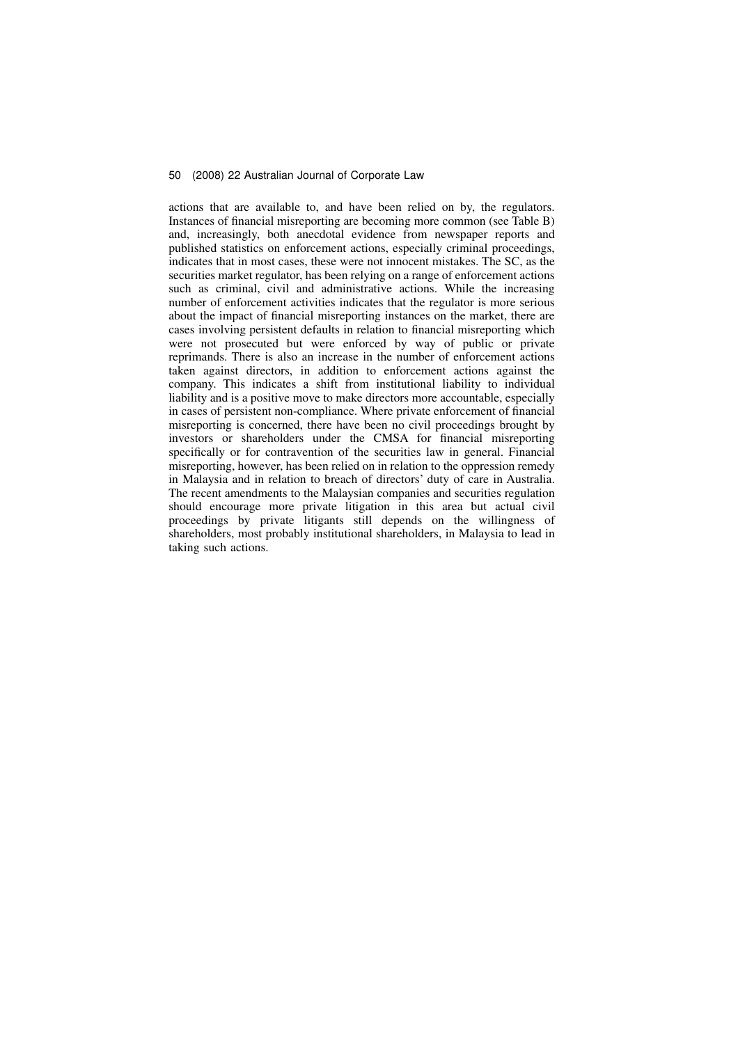actions that are available to, and have been relied on by, the regulators. Instances of financial misreporting are becoming more common (see Table B) and, increasingly, both anecdotal evidence from newspaper reports and published statistics on enforcement actions, especially criminal proceedings, indicates that in most cases, these were not innocent mistakes. The SC, as the securities market regulator, has been relying on a range of enforcement actions such as criminal, civil and administrative actions. While the increasing number of enforcement activities indicates that the regulator is more serious about the impact of financial misreporting instances on the market, there are cases involving persistent defaults in relation to financial misreporting which were not prosecuted but were enforced by way of public or private reprimands. There is also an increase in the number of enforcement actions taken against directors, in addition to enforcement actions against the company. This indicates a shift from institutional liability to individual liability and is a positive move to make directors more accountable, especially in cases of persistent non-compliance. Where private enforcement of financial misreporting is concerned, there have been no civil proceedings brought by investors or shareholders under the CMSA for financial misreporting specifically or for contravention of the securities law in general. Financial misreporting, however, has been relied on in relation to the oppression remedy in Malaysia and in relation to breach of directors' duty of care in Australia. The recent amendments to the Malaysian companies and securities regulation should encourage more private litigation in this area but actual civil proceedings by private litigants still depends on the willingness of shareholders, most probably institutional shareholders, in Malaysia to lead in taking such actions.